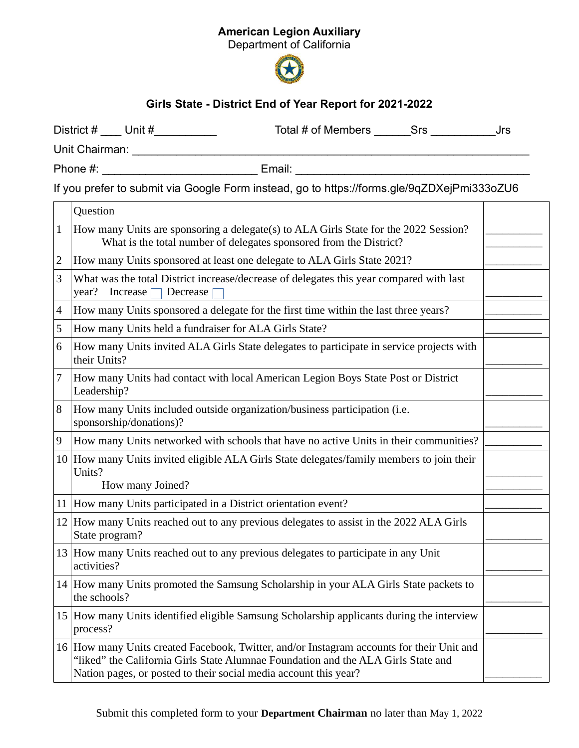**American Legion Auxiliary**
Department of California

## Girls State - District End of Year Report for 2021-2022

District # ___ Unit #__________ Total # of Members ______Srs __________Jrs

Unit Chairman: ____________________________________________________________

Phone #: ________________________ Email: _____________________________________

If you prefer to submit via Google Form instead, go to https://forms.gle/9qZDXejPmi333oZU6

| | Question | |
|---|---|---|
| 1 | How many Units are sponsoring a delegate(s) to ALA Girls State for the 2022 Session?<br>What is the total number of delegates sponsored from the District? | __________<br>__________ |
| 2 | How many Units sponsored at least one delegate to ALA Girls State 2021? | __________ |
| 3 | What was the total District increase/decrease of delegates this year compared with last year? Increase ☐ Decrease ☐ | __________ |
| 4 | How many Units sponsored a delegate for the first time within the last three years? | __________ |
| 5 | How many Units held a fundraiser for ALA Girls State? | __________ |
| 6 | How many Units invited ALA Girls State delegates to participate in service projects with their Units? | __________ |
| 7 | How many Units had contact with local American Legion Boys State Post or District Leadership? | __________ |
| 8 | How many Units included outside organization/business participation (i.e. sponsorship/donations)? | __________ |
| 9 | How many Units networked with schools that have no active Units in their communities? | __________ |
| 10 | How many Units invited eligible ALA Girls State delegates/family members to join their Units?<br>How many Joined? | __________<br>__________ |
| 11 | How many Units participated in a District orientation event? | __________ |
| 12 | How many Units reached out to any previous delegates to assist in the 2022 ALA Girls State program? | __________ |
| 13 | How many Units reached out to any previous delegates to participate in any Unit activities? | __________ |
| 14 | How many Units promoted the Samsung Scholarship in your ALA Girls State packets to the schools? | __________ |
| 15 | How many Units identified eligible Samsung Scholarship applicants during the interview process? | __________ |
| 16 | How many Units created Facebook, Twitter, and/or Instagram accounts for their Unit and "liked" the California Girls State Alumnae Foundation and the ALA Girls State and Nation pages, or posted to their social media account this year? | __________ |

Submit this completed form to your **Department Chairman** no later than May 1, 2022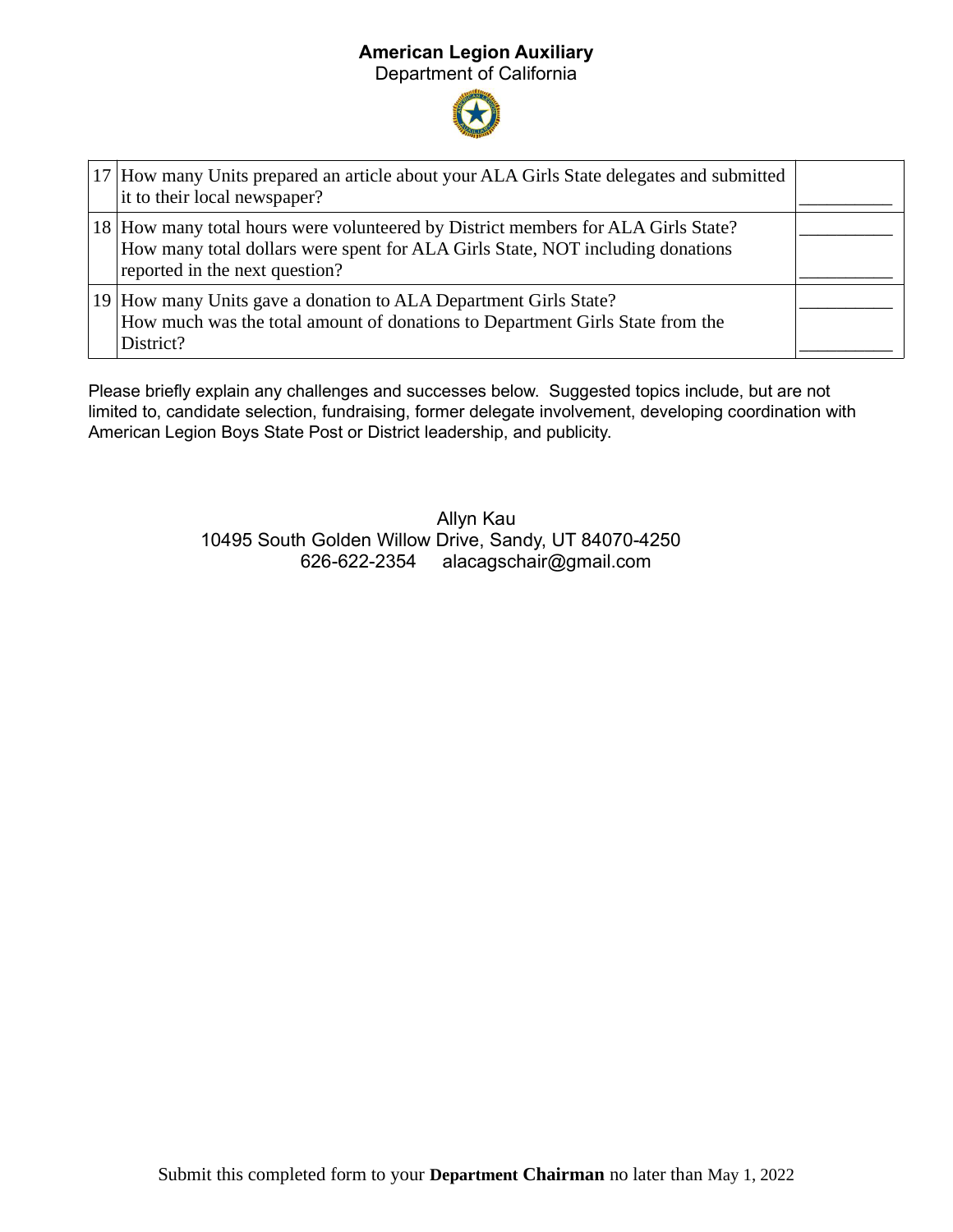**American Legion Auxiliary**
Department of California

| | | |
|---|---|---|
| 17 | How many Units prepared an article about your ALA Girls State delegates and submitted it to their local newspaper? | __________ |
| 18 | How many total hours were volunteered by District members for ALA Girls State?<br>How many total dollars were spent for ALA Girls State, NOT including donations reported in the next question? | __________<br><br>__________ |
| 19 | How many Units gave a donation to ALA Department Girls State?<br>How much was the total amount of donations to Department Girls State from the District? | __________<br><br>__________ |

Please briefly explain any challenges and successes below. Suggested topics include, but are not limited to, candidate selection, fundraising, former delegate involvement, developing coordination with American Legion Boys State Post or District leadership, and publicity.

Allyn Kau
10495 South Golden Willow Drive, Sandy, UT 84070-4250
626-622-2354 alacagschair@gmail.com

Submit this completed form to your **Department Chairman** no later than May 1, 2022